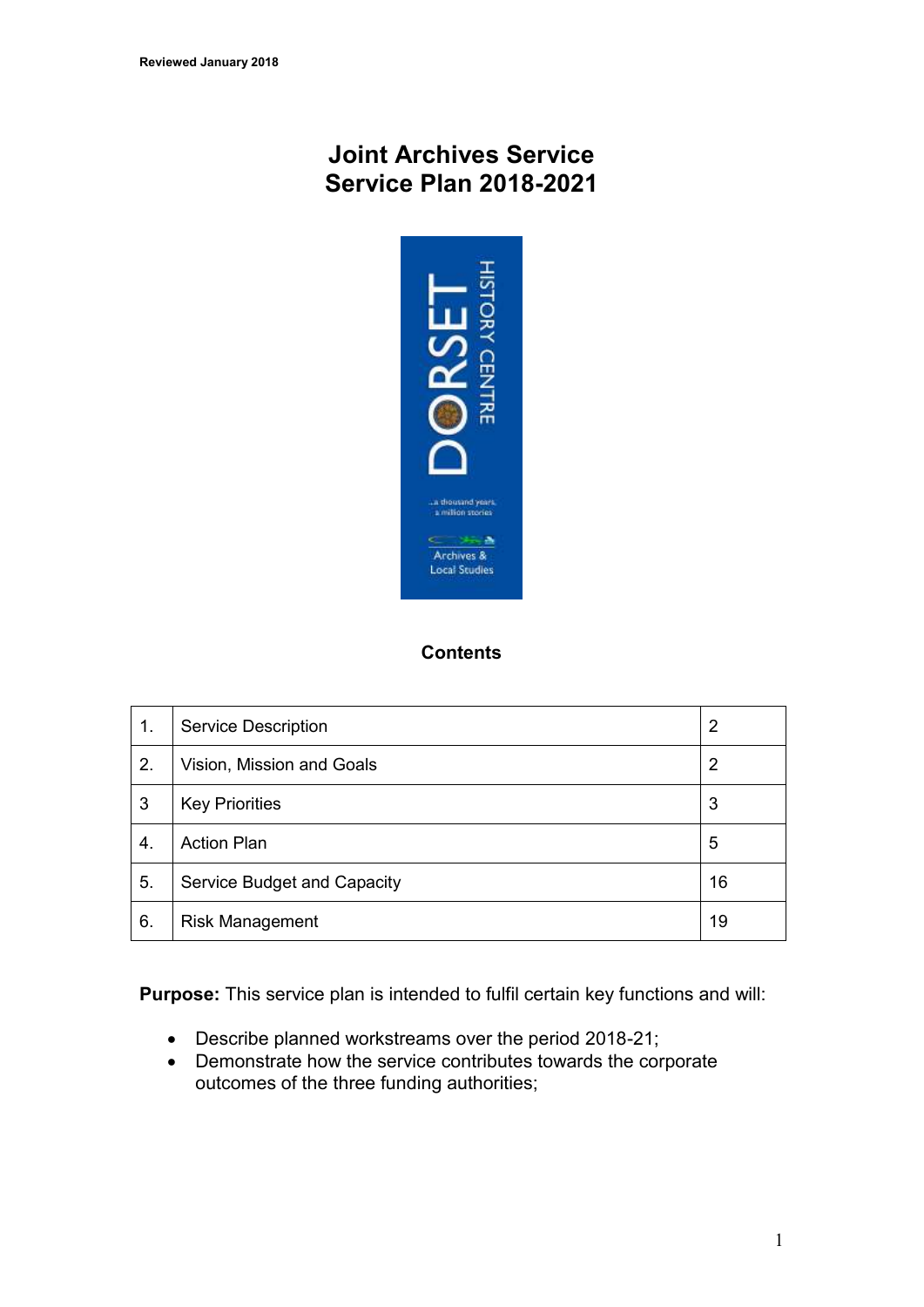Reviewed January 2018

# Joint Archives Service
# Service Plan 2018-2021

## Contents

| | | |
|---|---|---|
| 1. | Service Description | 2 |
| 2. | Vision, Mission and Goals | 2 |
| 3 | Key Priorities | 3 |
| 4. | Action Plan | 5 |
| 5. | Service Budget and Capacity | 16 |
| 6. | Risk Management | 19 |

**Purpose:** This service plan is intended to fulfil certain key functions and will:

- Describe planned workstreams over the period 2018-21;
- Demonstrate how the service contributes towards the corporate outcomes of the three funding authorities;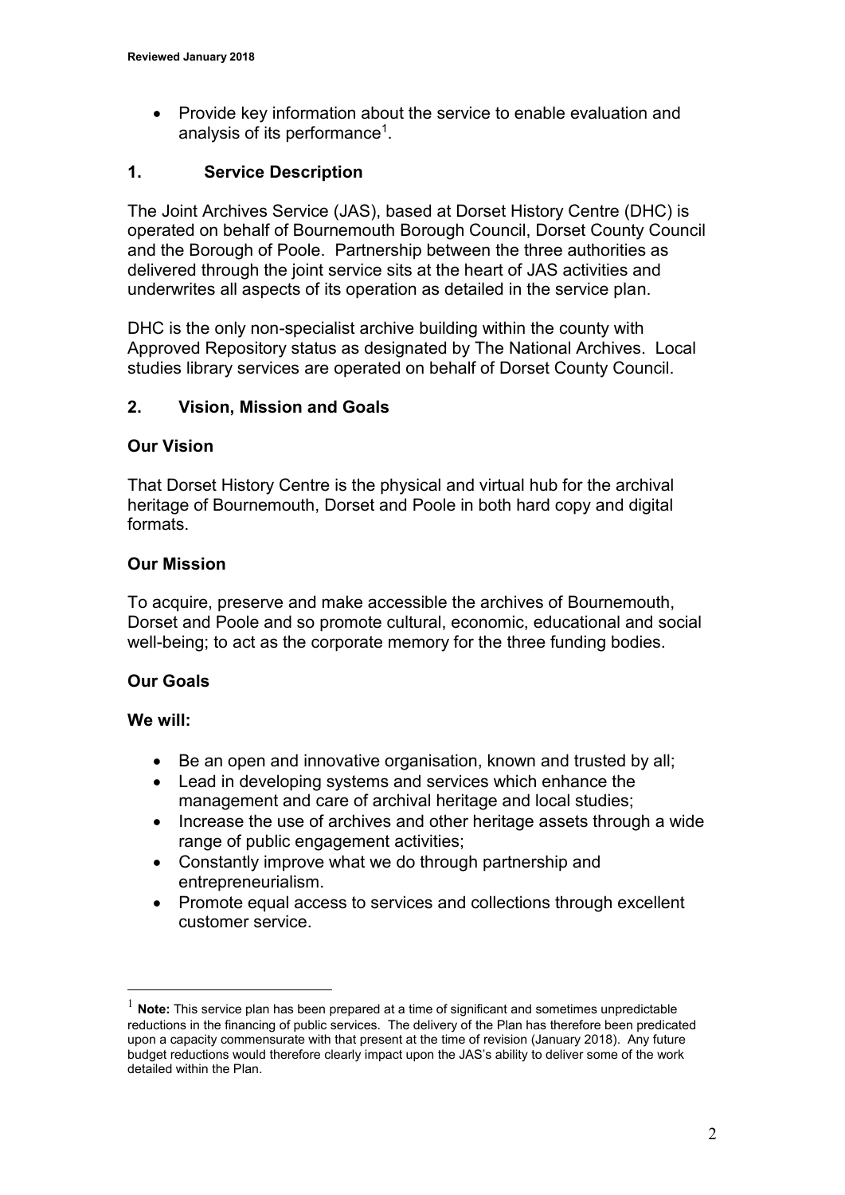- Provide key information about the service to enable evaluation and analysis of its performance[1].

## 1. Service Description

The Joint Archives Service (JAS), based at Dorset History Centre (DHC) is operated on behalf of Bournemouth Borough Council, Dorset County Council and the Borough of Poole. Partnership between the three authorities as delivered through the joint service sits at the heart of JAS activities and underwrites all aspects of its operation as detailed in the service plan.

DHC is the only non-specialist archive building within the county with Approved Repository status as designated by The National Archives. Local studies library services are operated on behalf of Dorset County Council.

## 2. Vision, Mission and Goals

### Our Vision

That Dorset History Centre is the physical and virtual hub for the archival heritage of Bournemouth, Dorset and Poole in both hard copy and digital formats.

### Our Mission

To acquire, preserve and make accessible the archives of Bournemouth, Dorset and Poole and so promote cultural, economic, educational and social well-being; to act as the corporate memory for the three funding bodies.

### Our Goals

**We will:**

- Be an open and innovative organisation, known and trusted by all;
- Lead in developing systems and services which enhance the management and care of archival heritage and local studies;
- Increase the use of archives and other heritage assets through a wide range of public engagement activities;
- Constantly improve what we do through partnership and entrepreneurialism.
- Promote equal access to services and collections through excellent customer service.

---

[1] **Note:** This service plan has been prepared at a time of significant and sometimes unpredictable reductions in the financing of public services. The delivery of the Plan has therefore been predicated upon a capacity commensurate with that present at the time of revision (January 2018). Any future budget reductions would therefore clearly impact upon the JAS's ability to deliver some of the work detailed within the Plan.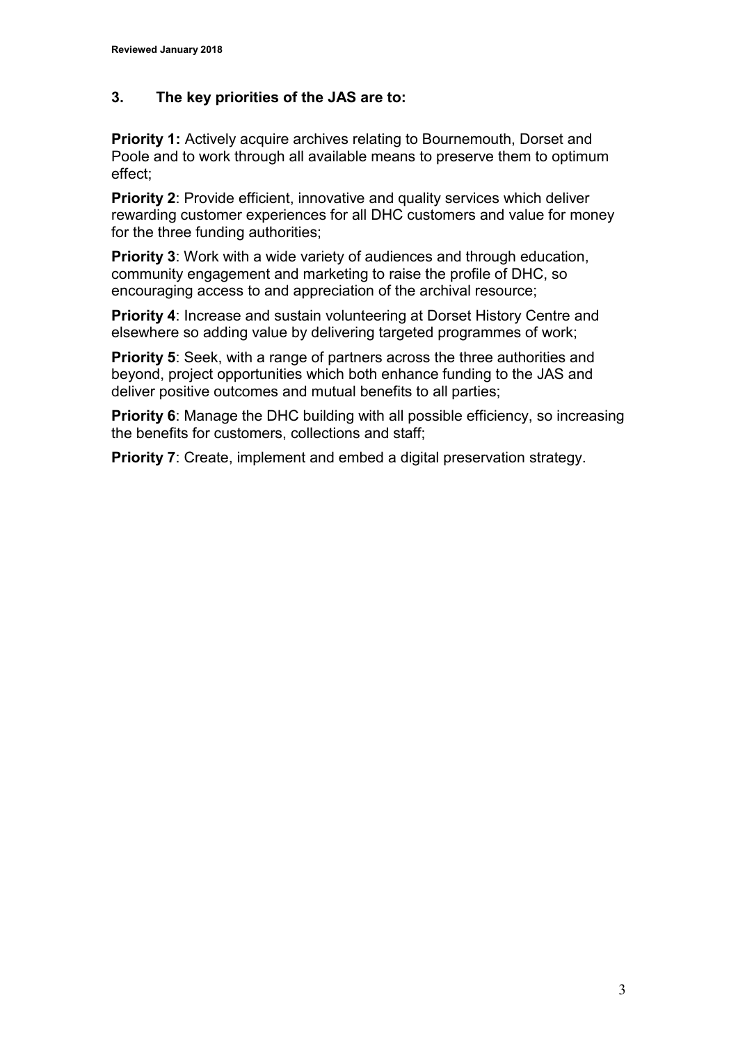## 3. The key priorities of the JAS are to:

**Priority 1:** Actively acquire archives relating to Bournemouth, Dorset and Poole and to work through all available means to preserve them to optimum effect;

**Priority 2**: Provide efficient, innovative and quality services which deliver rewarding customer experiences for all DHC customers and value for money for the three funding authorities;

**Priority 3**: Work with a wide variety of audiences and through education, community engagement and marketing to raise the profile of DHC, so encouraging access to and appreciation of the archival resource;

**Priority 4**: Increase and sustain volunteering at Dorset History Centre and elsewhere so adding value by delivering targeted programmes of work;

**Priority 5**: Seek, with a range of partners across the three authorities and beyond, project opportunities which both enhance funding to the JAS and deliver positive outcomes and mutual benefits to all parties;

**Priority 6**: Manage the DHC building with all possible efficiency, so increasing the benefits for customers, collections and staff;

**Priority 7**: Create, implement and embed a digital preservation strategy.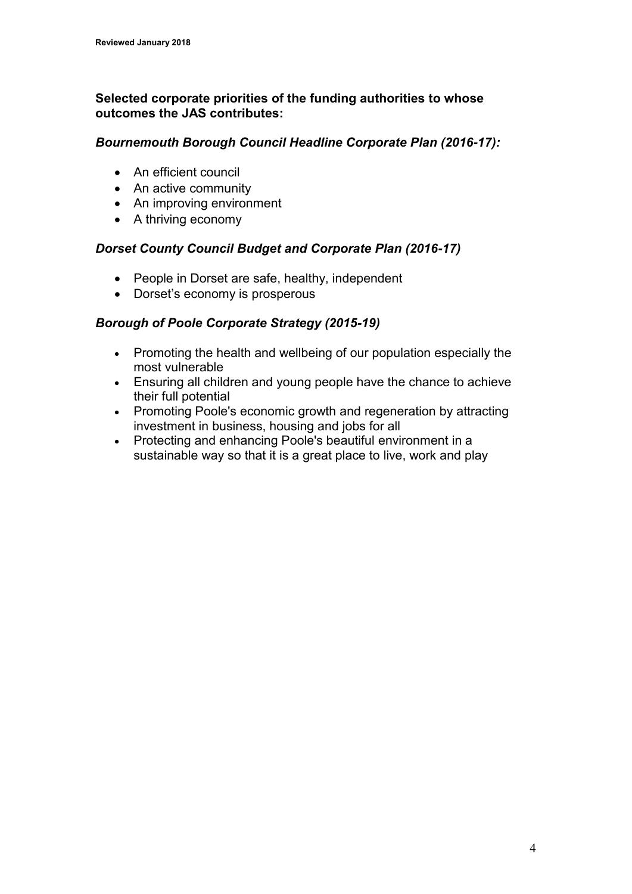**Selected corporate priorities of the funding authorities to whose outcomes the JAS contributes:**

***Bournemouth Borough Council Headline Corporate Plan (2016-17):***

- An efficient council
- An active community
- An improving environment
- A thriving economy

***Dorset County Council Budget and Corporate Plan (2016-17)***

- People in Dorset are safe, healthy, independent
- Dorset's economy is prosperous

***Borough of Poole Corporate Strategy (2015-19)***

- Promoting the health and wellbeing of our population especially the most vulnerable
- Ensuring all children and young people have the chance to achieve their full potential
- Promoting Poole's economic growth and regeneration by attracting investment in business, housing and jobs for all
- Protecting and enhancing Poole's beautiful environment in a sustainable way so that it is a great place to live, work and play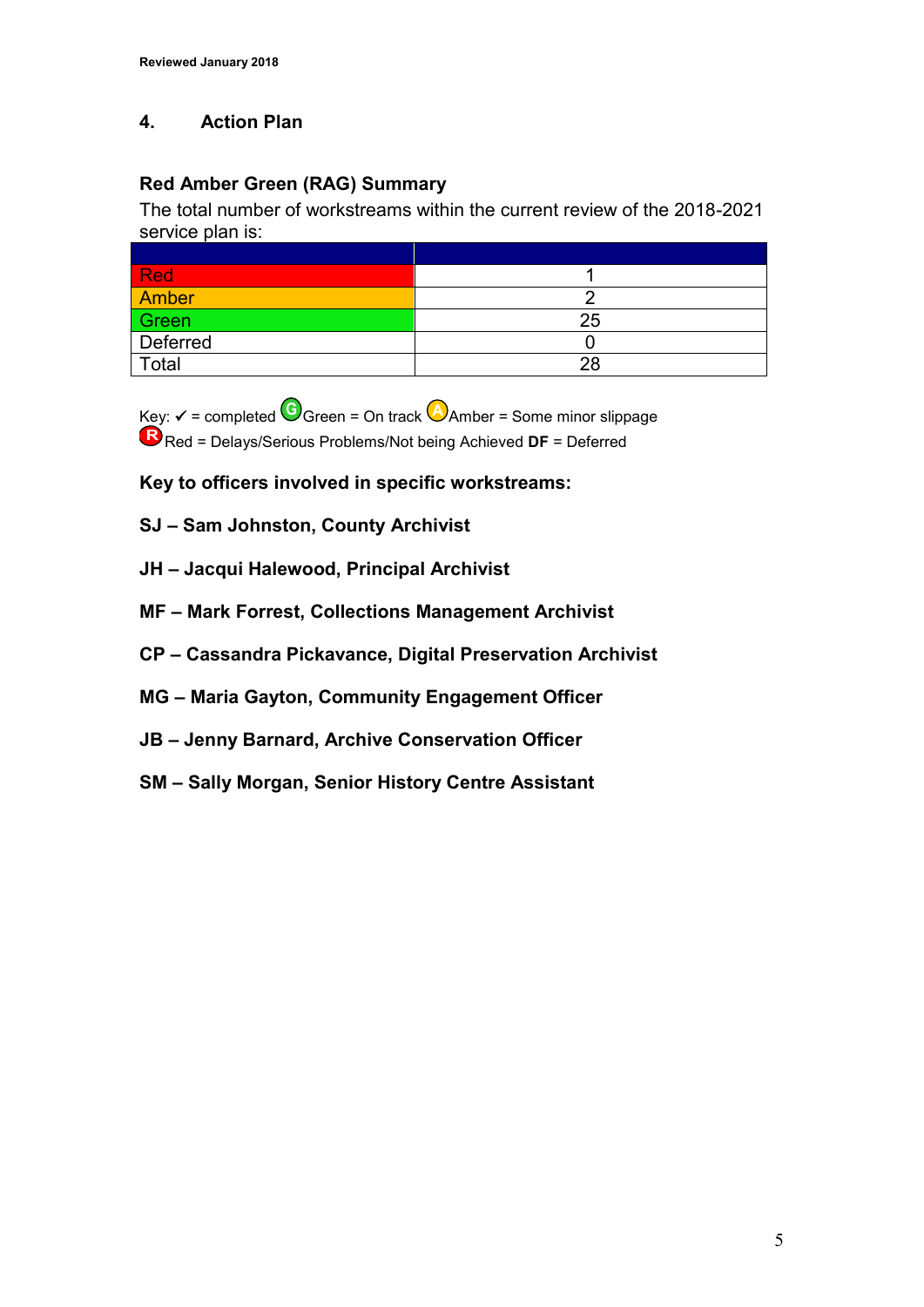Reviewed January 2018

## 4. Action Plan

### Red Amber Green (RAG) Summary

The total number of workstreams within the current review of the 2018-2021 service plan is:

| | |
|---|---|
| Red | 1 |
| Amber | 2 |
| Green | 25 |
| Deferred | 0 |
| Total | 28 |

Key: ✓ = completed G Green = On track A Amber = Some minor slippage R Red = Delays/Serious Problems/Not being Achieved **DF** = Deferred

**Key to officers involved in specific workstreams:**

**SJ – Sam Johnston, County Archivist**

**JH – Jacqui Halewood, Principal Archivist**

**MF – Mark Forrest, Collections Management Archivist**

**CP – Cassandra Pickavance, Digital Preservation Archivist**

**MG – Maria Gayton, Community Engagement Officer**

**JB – Jenny Barnard, Archive Conservation Officer**

**SM – Sally Morgan, Senior History Centre Assistant**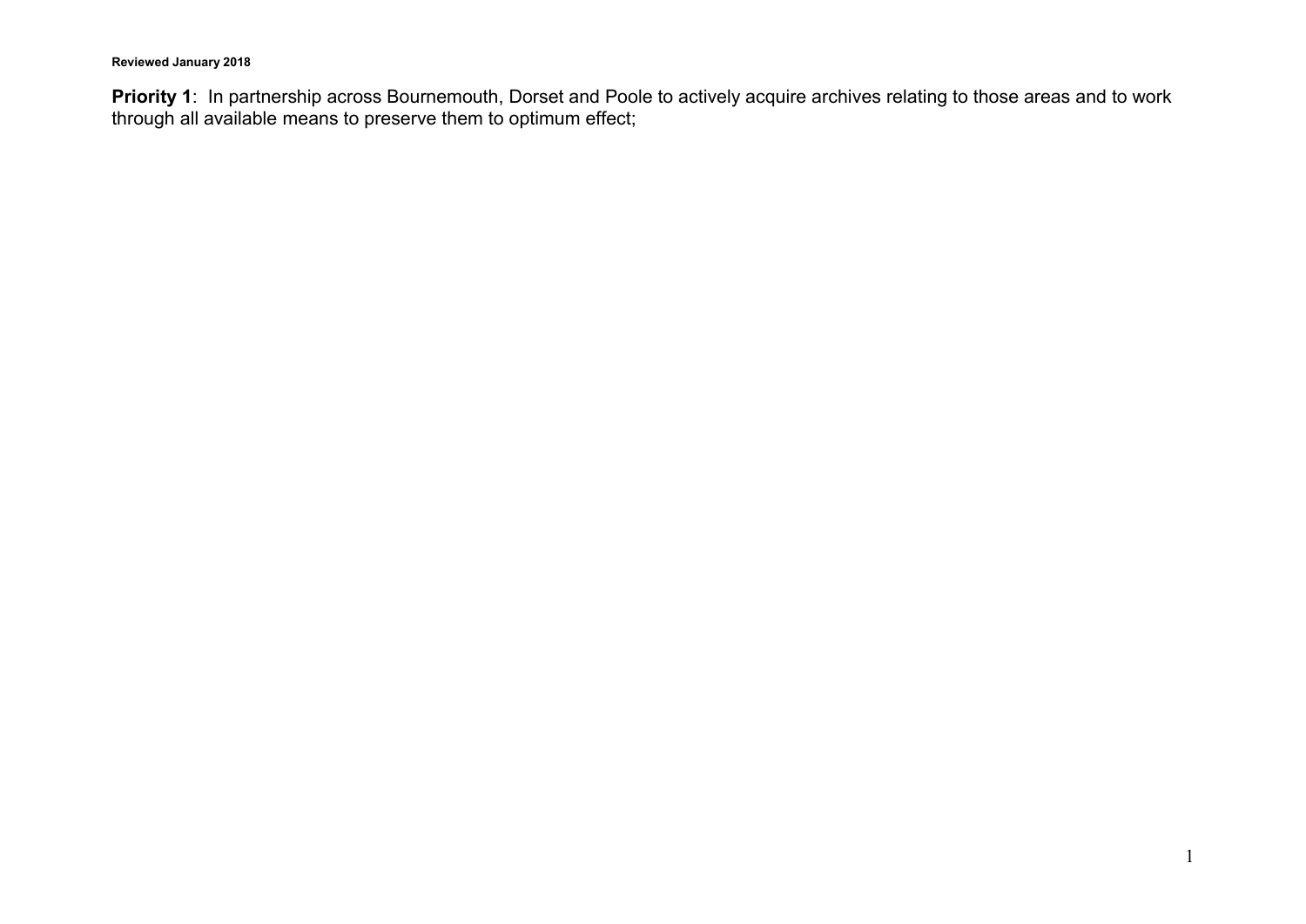**Reviewed January 2018**

**Priority 1**: In partnership across Bournemouth, Dorset and Poole to actively acquire archives relating to those areas and to work through all available means to preserve them to optimum effect;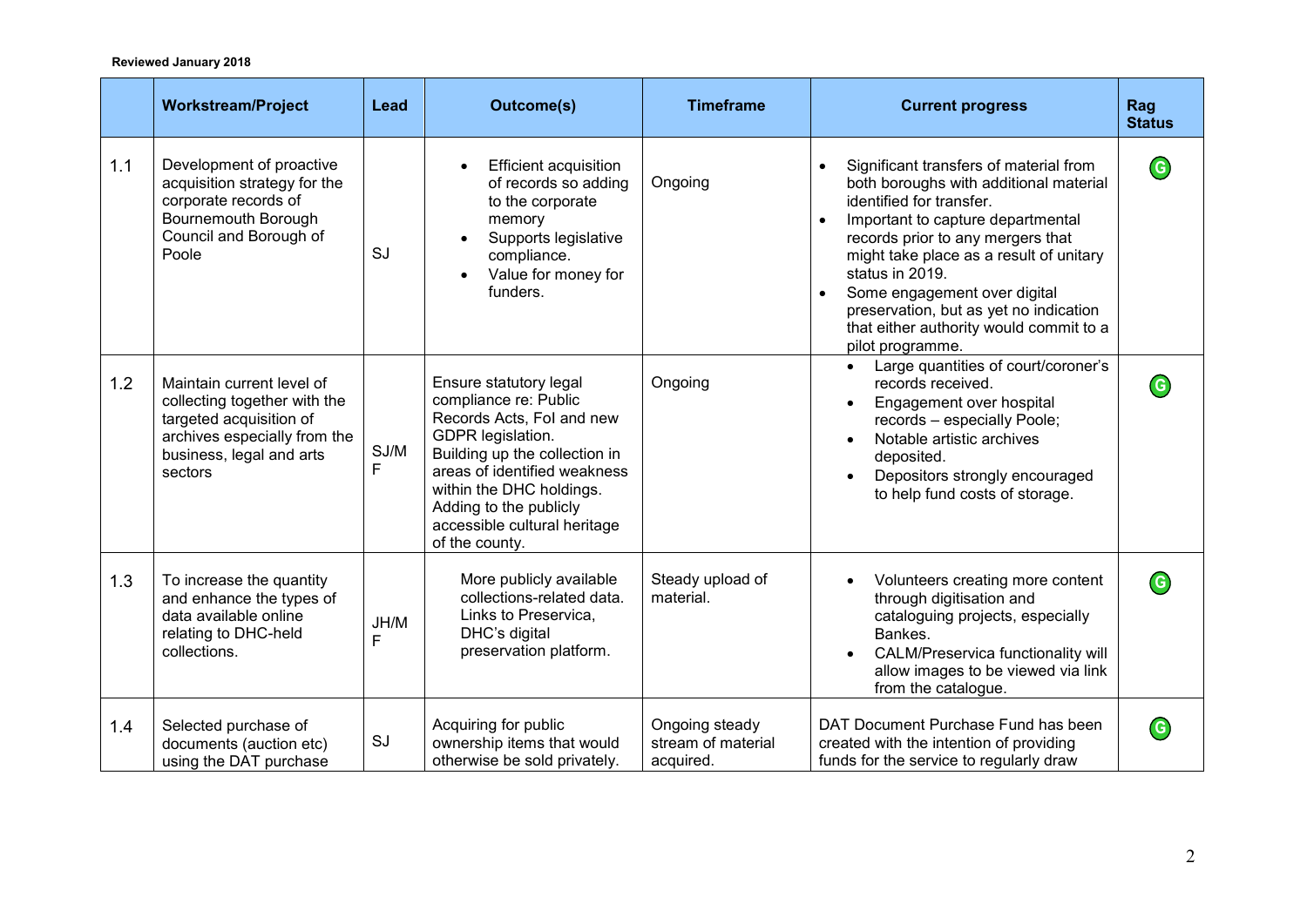**Reviewed January 2018**

| | Workstream/Project | Lead | Outcome(s) | Timeframe | Current progress | Rag Status |
|---|---|---|---|---|---|---|
| 1.1 | Development of proactive acquisition strategy for the corporate records of Bournemouth Borough Council and Borough of Poole | SJ | • Efficient acquisition of records so adding to the corporate memory<br>• Supports legislative compliance.<br>• Value for money for funders. | Ongoing | • Significant transfers of material from both boroughs with additional material identified for transfer.<br>• Important to capture departmental records prior to any mergers that might take place as a result of unitary status in 2019.<br>• Some engagement over digital preservation, but as yet no indication that either authority would commit to a pilot programme. | G |
| 1.2 | Maintain current level of collecting together with the targeted acquisition of archives especially from the business, legal and arts sectors | SJ/MF | Ensure statutory legal compliance re: Public Records Acts, FoI and new GDPR legislation.<br>Building up the collection in areas of identified weakness within the DHC holdings.<br>Adding to the publicly accessible cultural heritage of the county. | Ongoing | • Large quantities of court/coroner's records received.<br>• Engagement over hospital records – especially Poole;<br>• Notable artistic archives deposited.<br>• Depositors strongly encouraged to help fund costs of storage. | G |
| 1.3 | To increase the quantity and enhance the types of data available online relating to DHC-held collections. | JH/MF | More publicly available collections-related data. Links to Preservica, DHC's digital preservation platform. | Steady upload of material. | • Volunteers creating more content through digitisation and cataloguing projects, especially Bankes.<br>• CALM/Preservica functionality will allow images to be viewed via link from the catalogue. | G |
| 1.4 | Selected purchase of documents (auction etc) using the DAT purchase | SJ | Acquiring for public ownership items that would otherwise be sold privately. | Ongoing steady stream of material acquired. | DAT Document Purchase Fund has been created with the intention of providing funds for the service to regularly draw | G |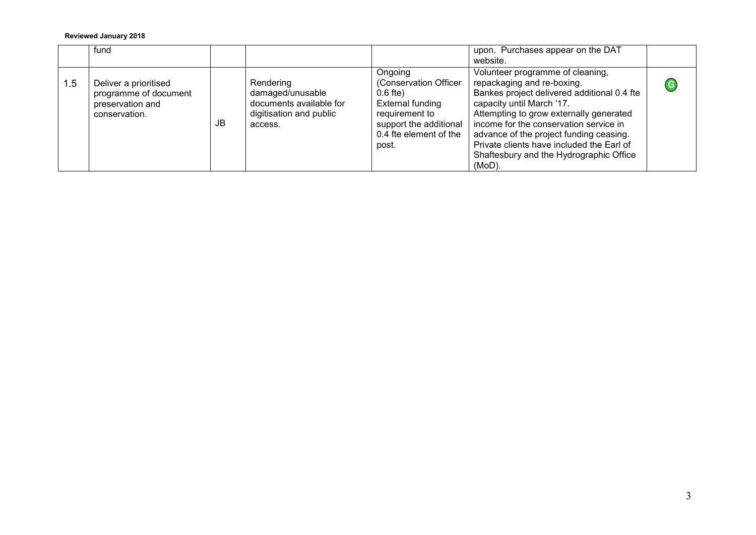**Reviewed January 2018**

| | | | | | | |
|---|---|---|---|---|---|---|
| | fund | | | | upon. Purchases appear on the DAT website. | |
| 1.5 | Deliver a prioritised programme of document preservation and conservation. | JB | Rendering damaged/unusable documents available for digitisation and public access. | Ongoing (Conservation Officer 0.6 fte) External funding requirement to support the additional 0.4 fte element of the post. | Volunteer programme of cleaning, repackaging and re-boxing. Bankes project delivered additional 0.4 fte capacity until March '17. Attempting to grow externally generated income for the conservation service in advance of the project funding ceasing. Private clients have included the Earl of Shaftesbury and the Hydrographic Office (MoD). | G |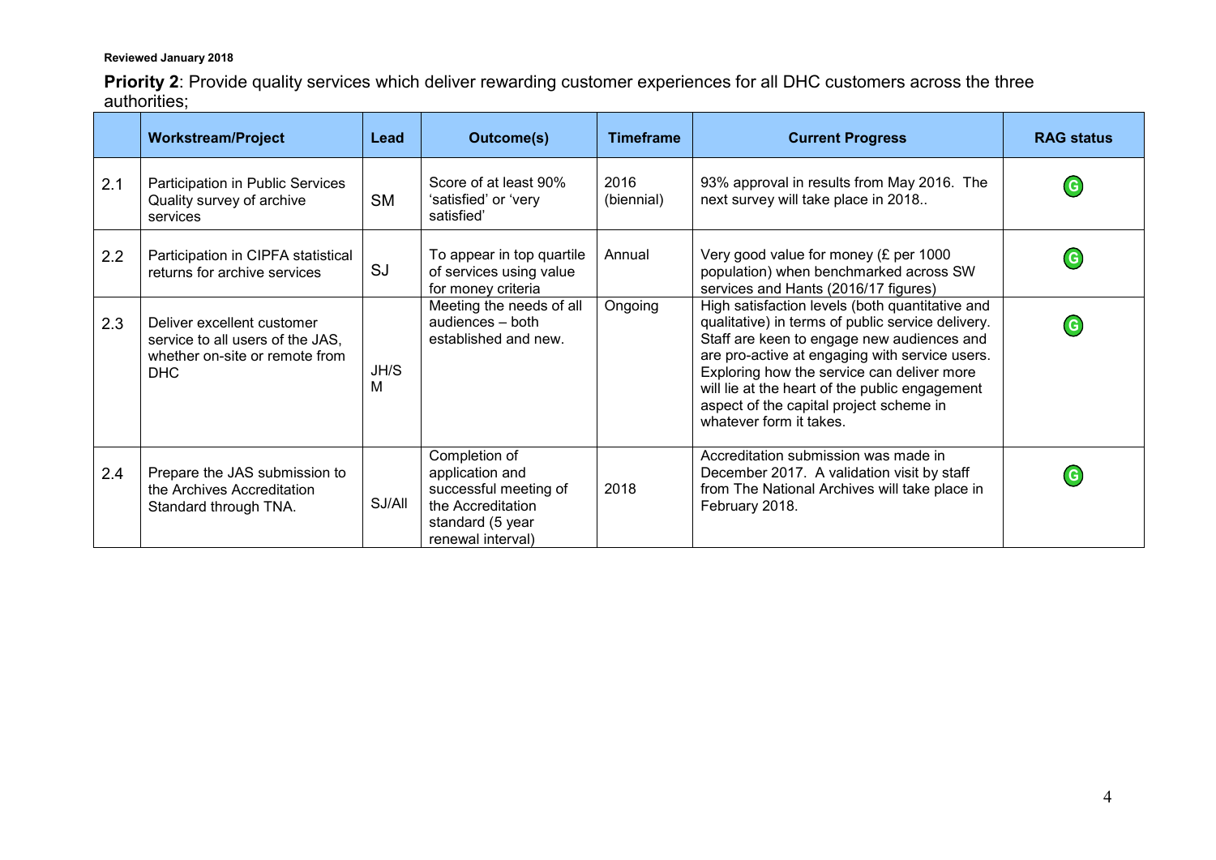**Reviewed January 2018**

**Priority 2**: Provide quality services which deliver rewarding customer experiences for all DHC customers across the three authorities;

| | Workstream/Project | Lead | Outcome(s) | Timeframe | Current Progress | RAG status |
|---|---|---|---|---|---|---|
| 2.1 | Participation in Public Services Quality survey of archive services | SM | Score of at least 90% 'satisfied' or 'very satisfied' | 2016 (biennial) | 93% approval in results from May 2016. The next survey will take place in 2018.. | G |
| 2.2 | Participation in CIPFA statistical returns for archive services | SJ | To appear in top quartile of services using value for money criteria | Annual | Very good value for money (£ per 1000 population) when benchmarked across SW services and Hants (2016/17 figures) | G |
| 2.3 | Deliver excellent customer service to all users of the JAS, whether on-site or remote from DHC | JH/SM | Meeting the needs of all audiences – both established and new. | Ongoing | High satisfaction levels (both quantitative and qualitative) in terms of public service delivery. Staff are keen to engage new audiences and are pro-active at engaging with service users. Exploring how the service can deliver more will lie at the heart of the public engagement aspect of the capital project scheme in whatever form it takes. | G |
| 2.4 | Prepare the JAS submission to the Archives Accreditation Standard through TNA. | SJ/All | Completion of application and successful meeting of the Accreditation standard (5 year renewal interval) | 2018 | Accreditation submission was made in December 2017. A validation visit by staff from The National Archives will take place in February 2018. | G |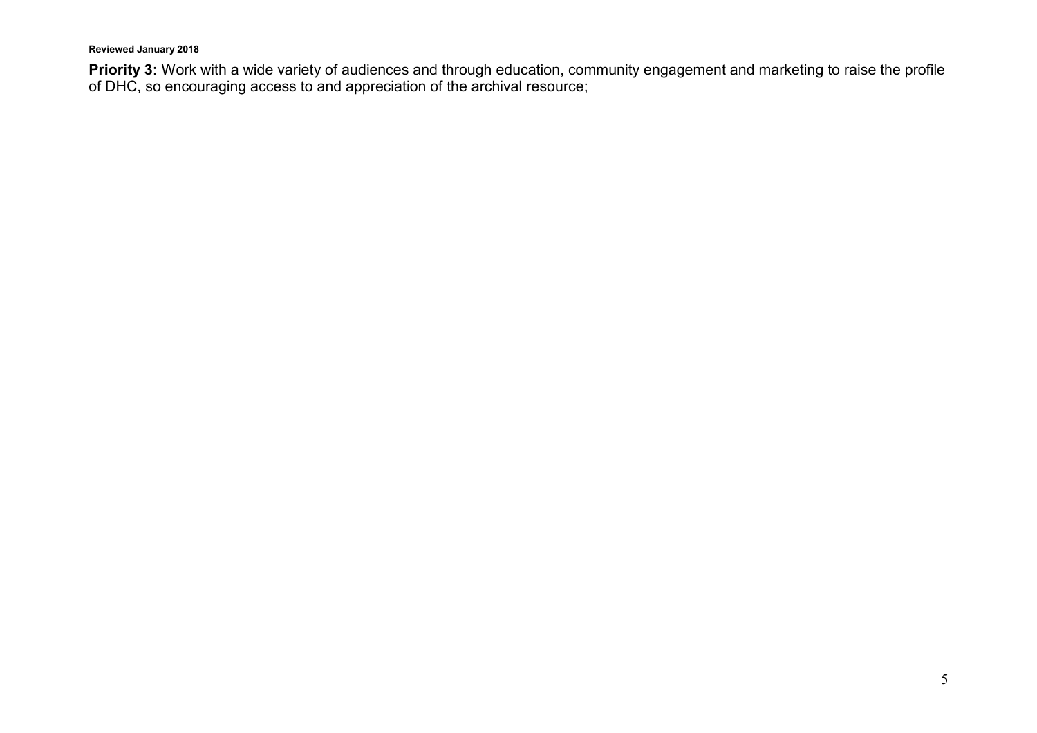**Reviewed January 2018**

**Priority 3:** Work with a wide variety of audiences and through education, community engagement and marketing to raise the profile of DHC, so encouraging access to and appreciation of the archival resource;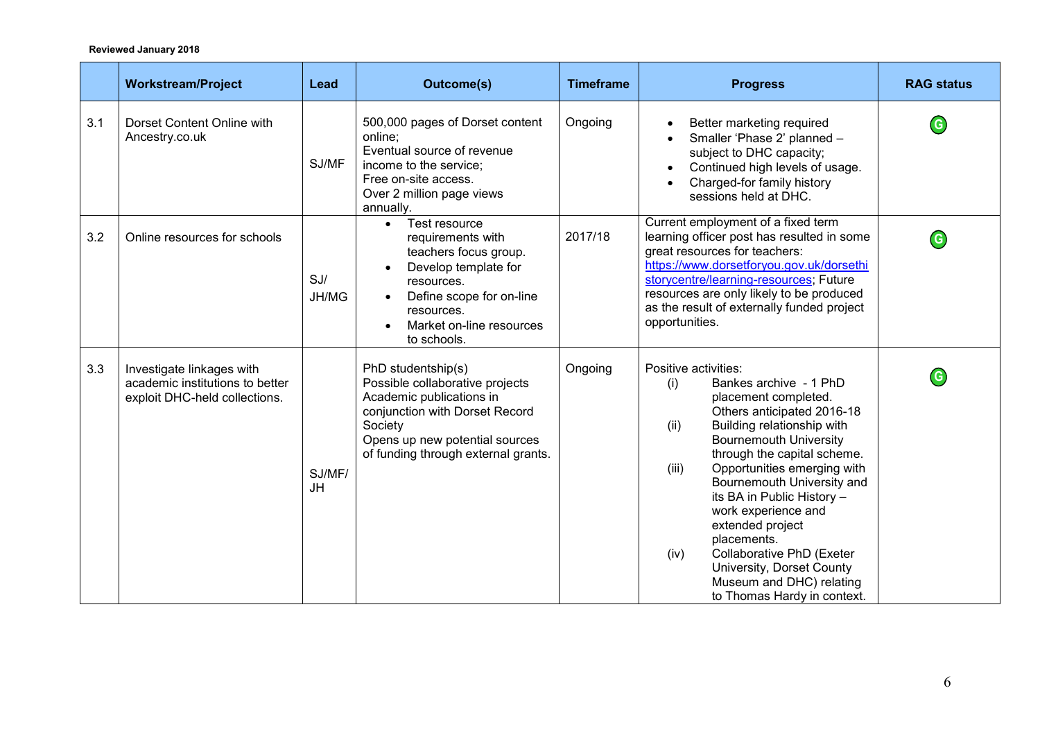**Reviewed January 2018**

| | Workstream/Project | Lead | Outcome(s) | Timeframe | Progress | RAG status |
|---|---|---|---|---|---|---|
| 3.1 | Dorset Content Online with Ancestry.co.uk | SJ/MF | 500,000 pages of Dorset content online;<br>Eventual source of revenue income to the service;<br>Free on-site access.<br>Over 2 million page views annually. | Ongoing | • Better marketing required<br>• Smaller 'Phase 2' planned – subject to DHC capacity;<br>• Continued high levels of usage.<br>• Charged-for family history sessions held at DHC. | G |
| 3.2 | Online resources for schools | SJ/ JH/MG | • Test resource requirements with teachers focus group.<br>• Develop template for resources.<br>• Define scope for on-line resources.<br>• Market on-line resources to schools. | 2017/18 | Current employment of a fixed term learning officer post has resulted in some great resources for teachers: https://www.dorsetforyou.gov.uk/dorsethistorycentre/learning-resources; Future resources are only likely to be produced as the result of externally funded project opportunities. | G |
| 3.3 | Investigate linkages with academic institutions to better exploit DHC-held collections. | SJ/MF/ JH | PhD studentship(s)<br>Possible collaborative projects<br>Academic publications in conjunction with Dorset Record Society<br>Opens up new potential sources of funding through external grants. | Ongoing | Positive activities:<br>(i) Bankes archive - 1 PhD placement completed. Others anticipated 2016-18<br>(ii) Building relationship with Bournemouth University through the capital scheme.<br>(iii) Opportunities emerging with Bournemouth University and its BA in Public History – work experience and extended project placements.<br>(iv) Collaborative PhD (Exeter University, Dorset County Museum and DHC) relating to Thomas Hardy in context. | G |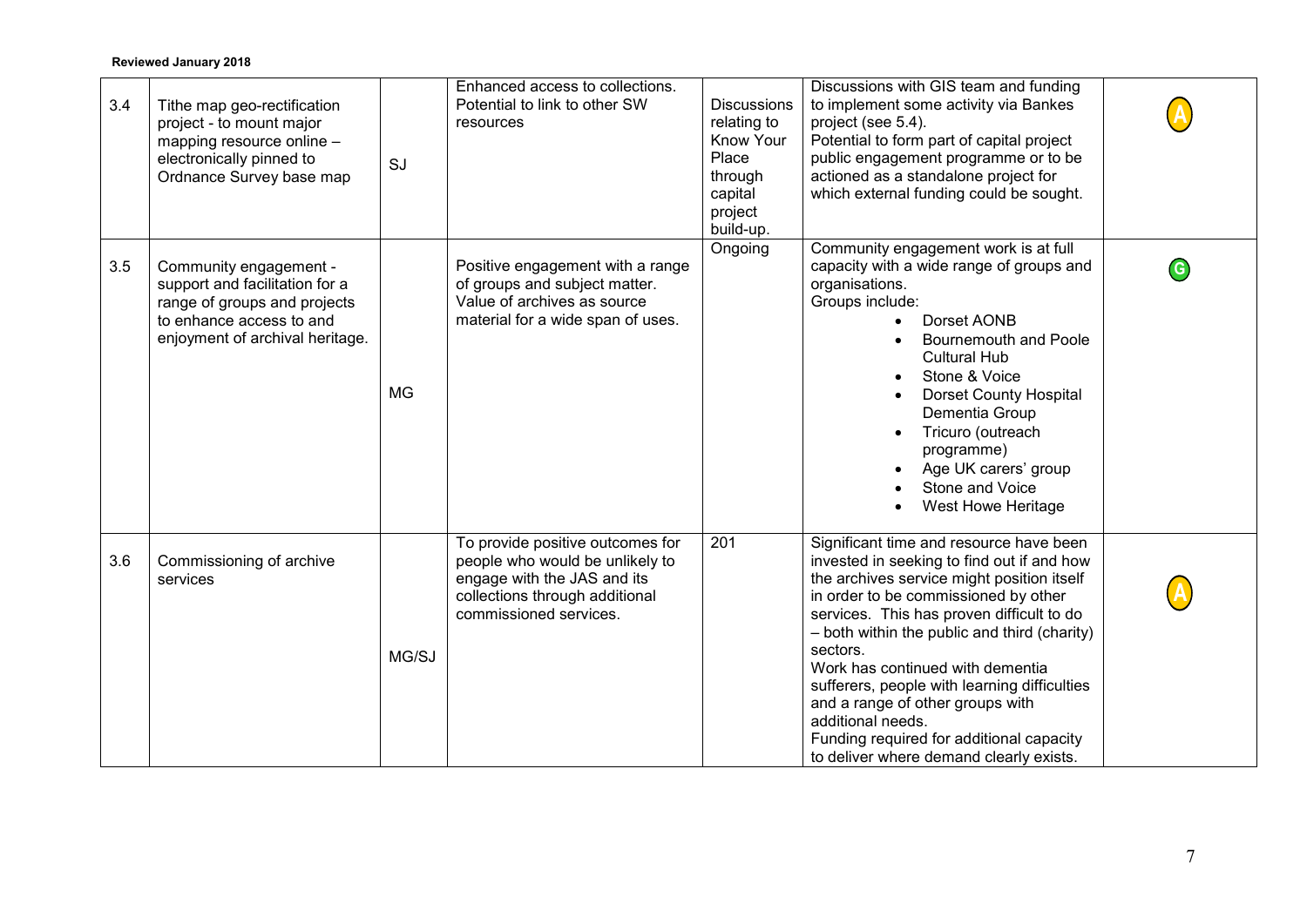**Reviewed January 2018**

| | | | | | | |
|---|---|---|---|---|---|---|
| 3.4 | Tithe map geo-rectification project - to mount major mapping resource online – electronically pinned to Ordnance Survey base map | SJ | Enhanced access to collections. Potential to link to other SW resources | Discussions relating to Know Your Place through capital project build-up. | Discussions with GIS team and funding to implement some activity via Bankes project (see 5.4). Potential to form part of capital project public engagement programme or to be actioned as a standalone project for which external funding could be sought. | A |
| 3.5 | Community engagement - support and facilitation for a range of groups and projects to enhance access to and enjoyment of archival heritage. | MG | Positive engagement with a range of groups and subject matter. Value of archives as source material for a wide span of uses. | Ongoing | Community engagement work is at full capacity with a wide range of groups and organisations. Groups include: <br>• Dorset AONB <br>• Bournemouth and Poole Cultural Hub <br>• Stone & Voice <br>• Dorset County Hospital Dementia Group <br>• Tricuro (outreach programme) <br>• Age UK carers' group <br>• Stone and Voice <br>• West Howe Heritage | G |
| 3.6 | Commissioning of archive services | MG/SJ | To provide positive outcomes for people who would be unlikely to engage with the JAS and its collections through additional commissioned services. | 201 | Significant time and resource have been invested in seeking to find out if and how the archives service might position itself in order to be commissioned by other services. This has proven difficult to do – both within the public and third (charity) sectors. Work has continued with dementia sufferers, people with learning difficulties and a range of other groups with additional needs. Funding required for additional capacity to deliver where demand clearly exists. | A |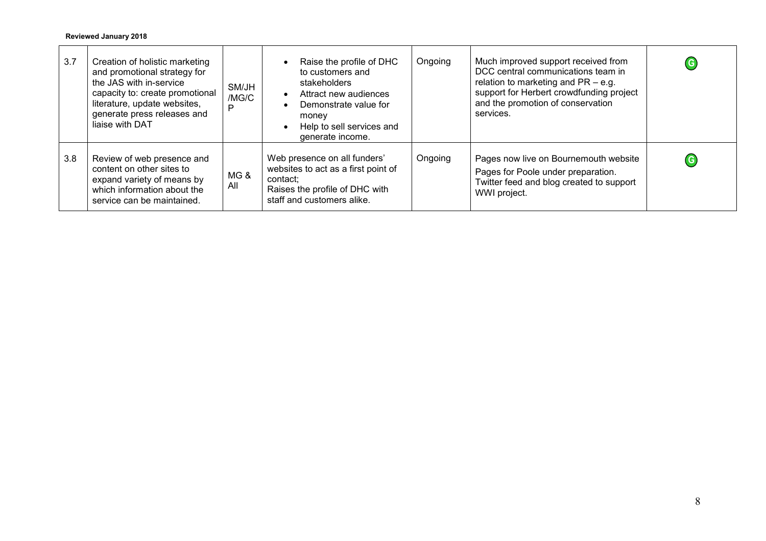**Reviewed January 2018**

| | | | | | | |
|---|---|---|---|---|---|---|
| 3.7 | Creation of holistic marketing and promotional strategy for the JAS with in-service capacity to: create promotional literature, update websites, generate press releases and liaise with DAT | SM/JH/MG/CP | • Raise the profile of DHC to customers and stakeholders<br>• Attract new audiences<br>• Demonstrate value for money<br>• Help to sell services and generate income. | Ongoing | Much improved support received from DCC central communications team in relation to marketing and PR – e.g. support for Herbert crowdfunding project and the promotion of conservation services. | G |
| 3.8 | Review of web presence and content on other sites to expand variety of means by which information about the service can be maintained. | MG & All | Web presence on all funders' websites to act as a first point of contact;<br>Raises the profile of DHC with staff and customers alike. | Ongoing | Pages now live on Bournemouth website<br>Pages for Poole under preparation.<br>Twitter feed and blog created to support WWI project. | G |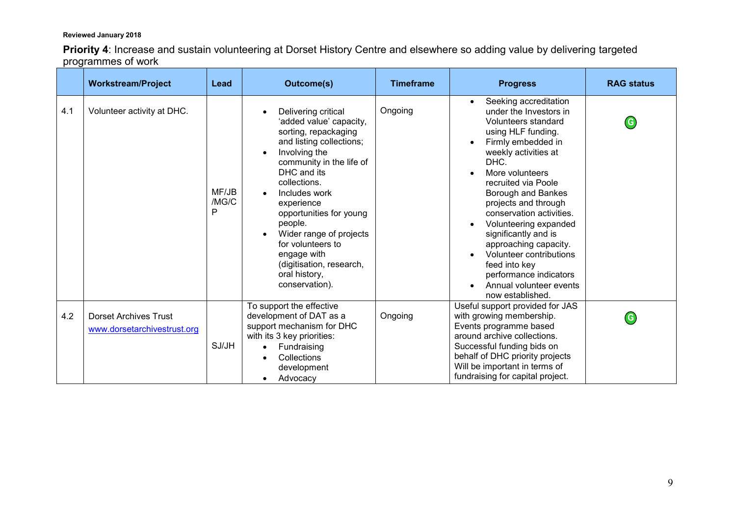**Reviewed January 2018**

**Priority 4**: Increase and sustain volunteering at Dorset History Centre and elsewhere so adding value by delivering targeted programmes of work

| | Workstream/Project | Lead | Outcome(s) | Timeframe | Progress | RAG status |
|---|---|---|---|---|---|---|
| 4.1 | Volunteer activity at DHC. | MF/JB/MG/CP | • Delivering critical 'added value' capacity, sorting, repackaging and listing collections;<br>• Involving the community in the life of DHC and its collections.<br>• Includes work experience opportunities for young people.<br>• Wider range of projects for volunteers to engage with (digitisation, research, oral history, conservation). | Ongoing | • Seeking accreditation under the Investors in Volunteers standard using HLF funding.<br>• Firmly embedded in weekly activities at DHC.<br>• More volunteers recruited via Poole Borough and Bankes projects and through conservation activities.<br>• Volunteering expanded significantly and is approaching capacity.<br>• Volunteer contributions feed into key performance indicators<br>• Annual volunteer events now established. | G |
| 4.2 | Dorset Archives Trust<br>www.dorsetarchivestrust.org | SJ/JH | To support the effective development of DAT as a support mechanism for DHC with its 3 key priorities:<br>• Fundraising<br>• Collections development<br>• Advocacy | Ongoing | Useful support provided for JAS with growing membership. Events programme based around archive collections. Successful funding bids on behalf of DHC priority projects Will be important in terms of fundraising for capital project. | G |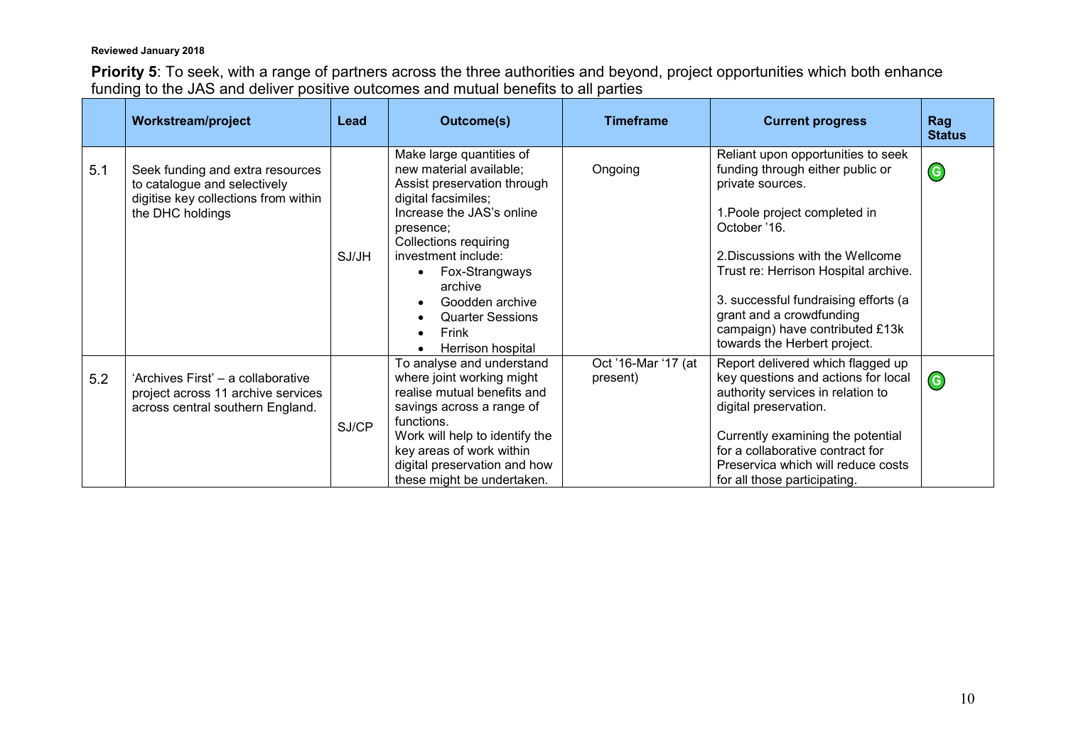**Reviewed January 2018**

**Priority 5**: To seek, with a range of partners across the three authorities and beyond, project opportunities which both enhance funding to the JAS and deliver positive outcomes and mutual benefits to all parties

| | Workstream/project | Lead | Outcome(s) | Timeframe | Current progress | Rag Status |
|---|---|---|---|---|---|---|
| 5.1 | Seek funding and extra resources to catalogue and selectively digitise key collections from within the DHC holdings | SJ/JH | Make large quantities of new material available; Assist preservation through digital facsimiles; Increase the JAS's online presence; Collections requiring investment include: <br>• Fox-Strangways archive <br>• Goodden archive <br>• Quarter Sessions <br>• Frink <br>• Herrison hospital | Ongoing | Reliant upon opportunities to seek funding through either public or private sources. <br><br>1.Poole project completed in October '16. <br><br>2.Discussions with the Wellcome Trust re: Herrison Hospital archive. <br><br>3. successful fundraising efforts (a grant and a crowdfunding campaign) have contributed £13k towards the Herbert project. | G |
| 5.2 | 'Archives First' – a collaborative project across 11 archive services across central southern England. | SJ/CP | To analyse and understand where joint working might realise mutual benefits and savings across a range of functions. Work will help to identify the key areas of work within digital preservation and how these might be undertaken. | Oct '16-Mar '17 (at present) | Report delivered which flagged up key questions and actions for local authority services in relation to digital preservation. <br><br>Currently examining the potential for a collaborative contract for Preservica which will reduce costs for all those participating. | G |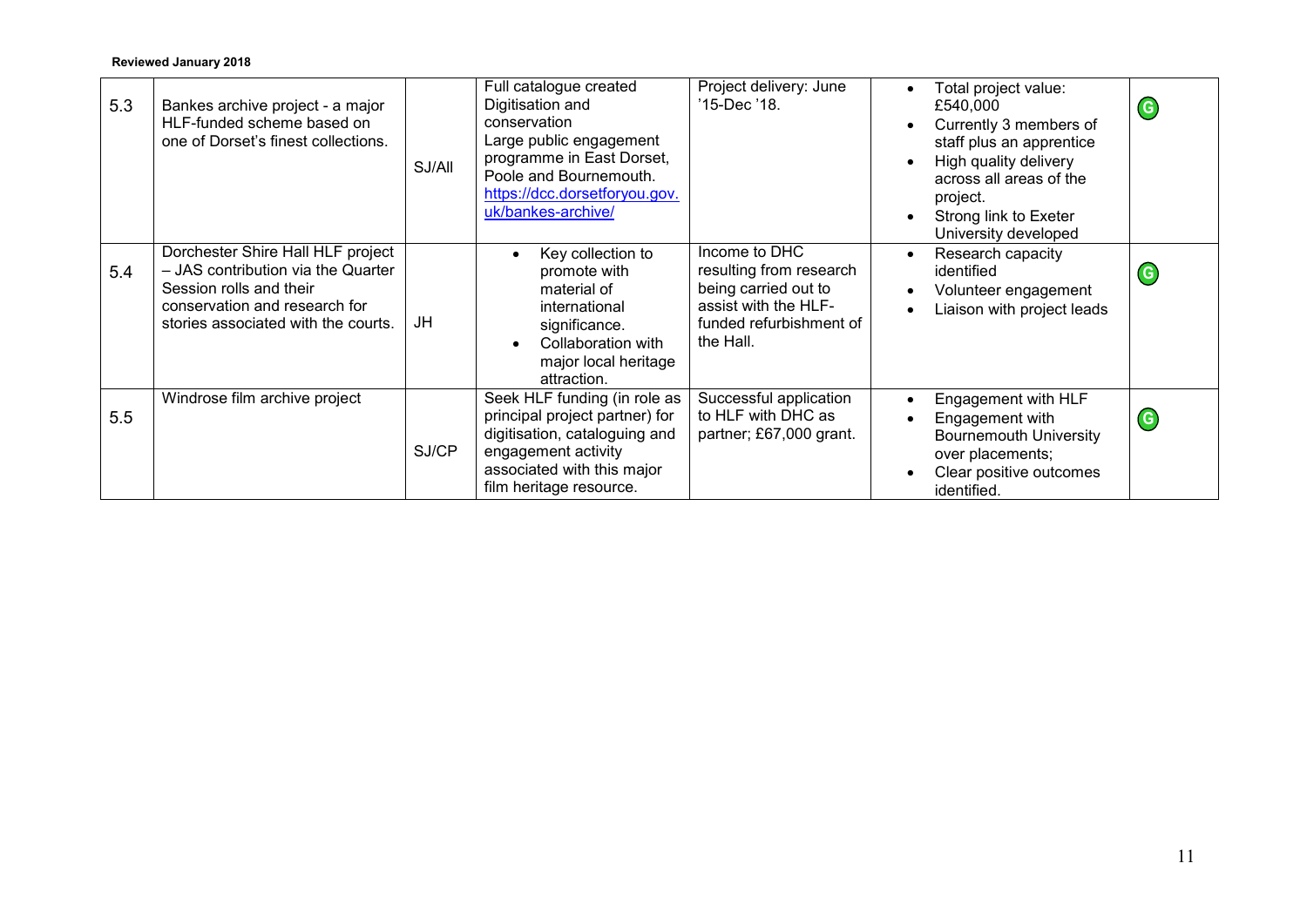Reviewed January 2018

| | | | | | | |
|---|---|---|---|---|---|---|
| 5.3 | Bankes archive project - a major HLF-funded scheme based on one of Dorset's finest collections. | SJ/All | Full catalogue created<br>Digitisation and conservation<br>Large public engagement programme in East Dorset, Poole and Bournemouth.<br>[https://dcc.dorsetforyou.gov.uk/bankes-archive/](https://dcc.dorsetforyou.gov.uk/bankes-archive/) | Project delivery: June '15-Dec '18. | • Total project value: £540,000<br>• Currently 3 members of staff plus an apprentice<br>• High quality delivery across all areas of the project.<br>• Strong link to Exeter University developed | G |
| 5.4 | Dorchester Shire Hall HLF project – JAS contribution via the Quarter Session rolls and their conservation and research for stories associated with the courts. | JH | • Key collection to promote with material of international significance.<br>• Collaboration with major local heritage attraction. | Income to DHC resulting from research being carried out to assist with the HLF-funded refurbishment of the Hall. | • Research capacity identified<br>• Volunteer engagement<br>• Liaison with project leads | G |
| 5.5 | Windrose film archive project | SJ/CP | Seek HLF funding (in role as principal project partner) for digitisation, cataloguing and engagement activity associated with this major film heritage resource. | Successful application to HLF with DHC as partner; £67,000 grant. | • Engagement with HLF<br>• Engagement with Bournemouth University over placements;<br>• Clear positive outcomes identified. | G |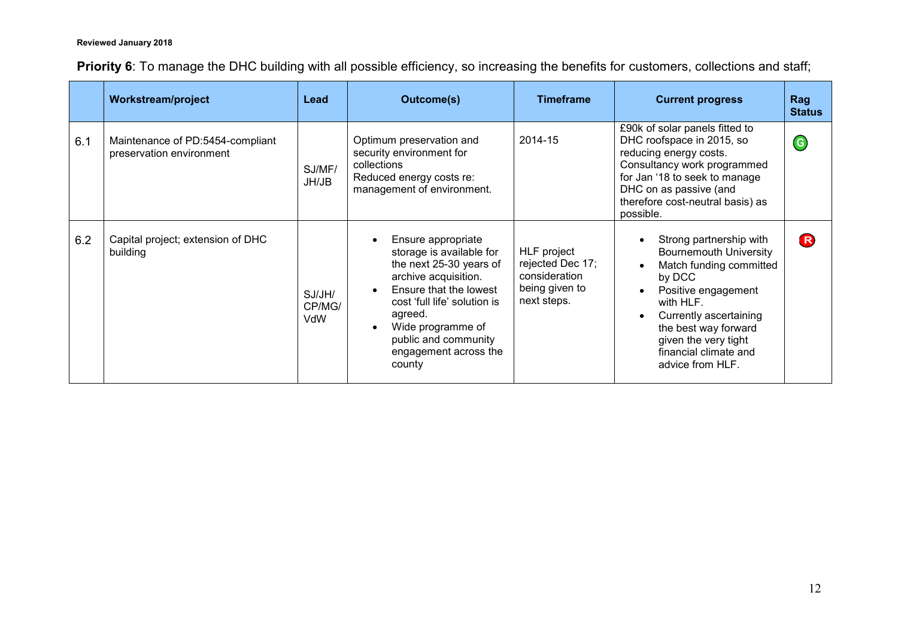**Reviewed January 2018**

**Priority 6**: To manage the DHC building with all possible efficiency, so increasing the benefits for customers, collections and staff;

| | Workstream/project | Lead | Outcome(s) | Timeframe | Current progress | Rag Status |
|---|---|---|---|---|---|---|
| 6.1 | Maintenance of PD:5454-compliant preservation environment | SJ/MF/ JH/JB | Optimum preservation and security environment for collections<br>Reduced energy costs re: management of environment. | 2014-15 | £90k of solar panels fitted to DHC roofspace in 2015, so reducing energy costs. Consultancy work programmed for Jan '18 to seek to manage DHC on as passive (and therefore cost-neutral basis) as possible. | G |
| 6.2 | Capital project; extension of DHC building | SJ/JH/ CP/MG/ VdW | • Ensure appropriate storage is available for the next 25-30 years of archive acquisition.<br>• Ensure that the lowest cost 'full life' solution is agreed.<br>• Wide programme of public and community engagement across the county | HLF project rejected Dec 17; consideration being given to next steps. | • Strong partnership with Bournemouth University<br>• Match funding committed by DCC<br>• Positive engagement with HLF.<br>• Currently ascertaining the best way forward given the very tight financial climate and advice from HLF. | R |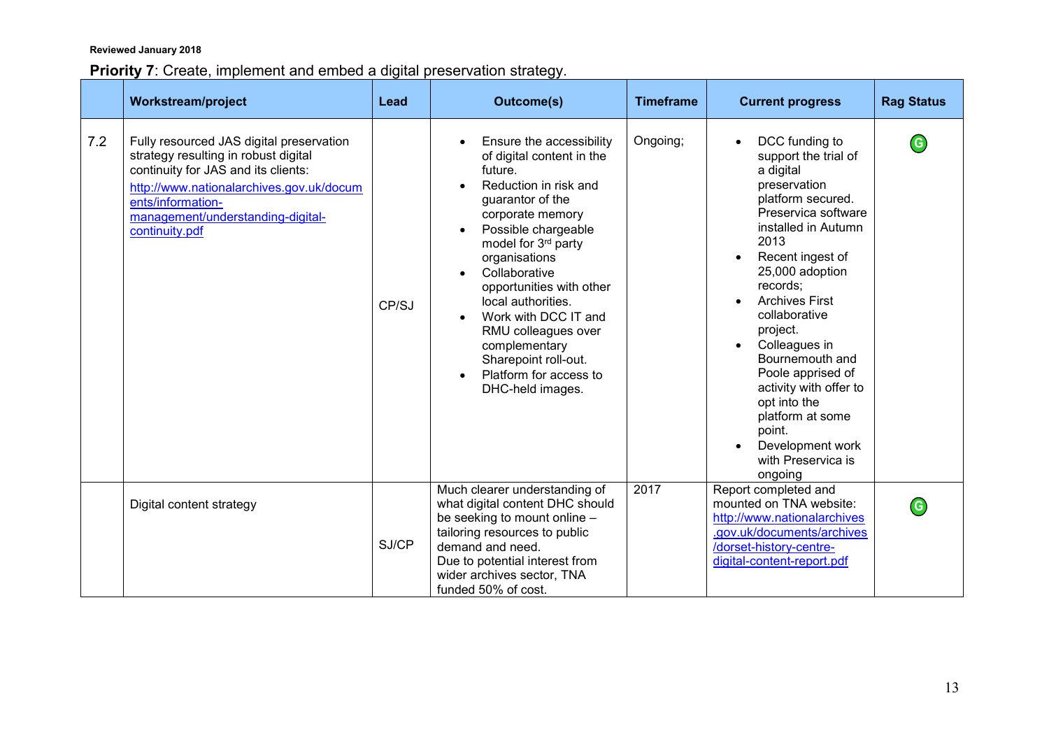**Reviewed January 2018**

**Priority 7**: Create, implement and embed a digital preservation strategy.

| | Workstream/project | Lead | Outcome(s) | Timeframe | Current progress | Rag Status |
|---|---|---|---|---|---|---|
| 7.2 | Fully resourced JAS digital preservation strategy resulting in robust digital continuity for JAS and its clients: http://www.nationalarchives.gov.uk/documents/information-management/understanding-digital-continuity.pdf | CP/SJ | • Ensure the accessibility of digital content in the future. • Reduction in risk and guarantor of the corporate memory • Possible chargeable model for 3rd party organisations • Collaborative opportunities with other local authorities. • Work with DCC IT and RMU colleagues over complementary Sharepoint roll-out. • Platform for access to DHC-held images. | Ongoing; | • DCC funding to support the trial of a digital preservation platform secured. Preservica software installed in Autumn 2013 • Recent ingest of 25,000 adoption records; • Archives First collaborative project. • Colleagues in Bournemouth and Poole apprised of activity with offer to opt into the platform at some point. • Development work with Preservica is ongoing | G |
| | Digital content strategy | SJ/CP | Much clearer understanding of what digital content DHC should be seeking to mount online – tailoring resources to public demand and need. Due to potential interest from wider archives sector, TNA funded 50% of cost. | 2017 | Report completed and mounted on TNA website: http://www.nationalarchives.gov.uk/documents/archives/dorset-history-centre-digital-content-report.pdf | G |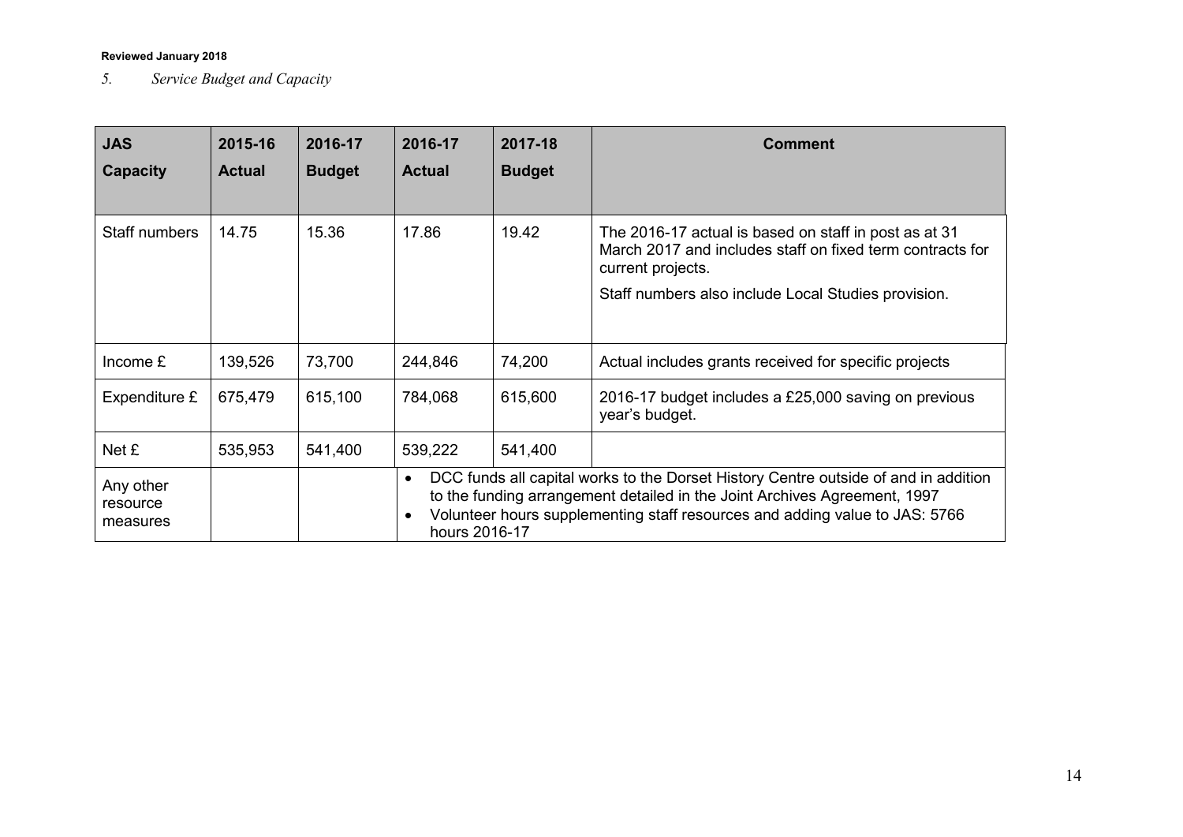**Reviewed January 2018**

*5. Service Budget and Capacity*

| JAS Capacity | 2015-16 Actual | 2016-17 Budget | 2016-17 Actual | 2017-18 Budget | Comment |
|---|---|---|---|---|---|
| Staff numbers | 14.75 | 15.36 | 17.86 | 19.42 | The 2016-17 actual is based on staff in post as at 31 March 2017 and includes staff on fixed term contracts for current projects.<br>Staff numbers also include Local Studies provision. |
| Income £ | 139,526 | 73,700 | 244,846 | 74,200 | Actual includes grants received for specific projects |
| Expenditure £ | 675,479 | 615,100 | 784,068 | 615,600 | 2016-17 budget includes a £25,000 saving on previous year's budget. |
| Net £ | 535,953 | 541,400 | 539,222 | 541,400 | |
| Any other resource measures | | | • DCC funds all capital works to the Dorset History Centre outside of and in addition to the funding arrangement detailed in the Joint Archives Agreement, 1997<br>• Volunteer hours supplementing staff resources and adding value to JAS: 5766 hours 2016-17 | | |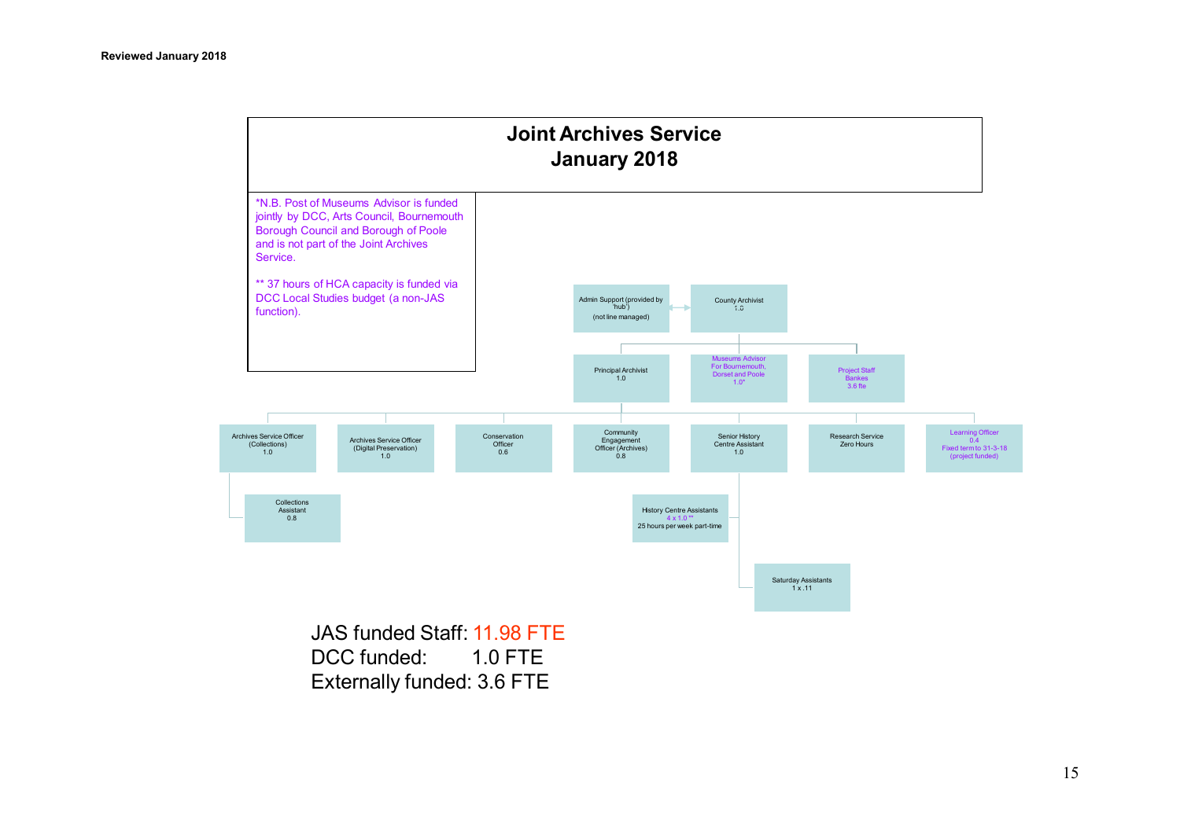Reviewed January 2018

# Joint Archives Service
# January 2018

*N.B. Post of Museums Advisor is funded jointly by DCC, Arts Council, Bournemouth Borough Council and Borough of Poole and is not part of the Joint Archives Service.

** 37 hours of HCA capacity is funded via DCC Local Studies budget (a non-JAS function).

- County Archivist 1.0
  - Admin Support (provided by 'hub') (not line managed)
  - Principal Archivist 1.0
    - Archives Service Officer (Collections) 1.0
      - Collections Assistant 0.8
    - Archives Service Officer (Digital Preservation) 1.0
    - Conservation Officer 0.6
    - Community Engagement Officer (Archives) 0.8
    - Senior History Centre Assistant 1.0
      - History Centre Assistants 4 x 1.0 ** 25 hours per week part-time
      - Saturday Assistants 1 x .11
    - Research Service Zero Hours
    - Learning Officer 0.4 Fixed term to 31-3-18 (project funded)
  - Museums Advisor For Bournemouth, Dorset and Poole 1.0*
  - Project Staff Bankes 3.6 fte

JAS funded Staff: 11.98 FTE
DCC funded: 1.0 FTE
Externally funded: 3.6 FTE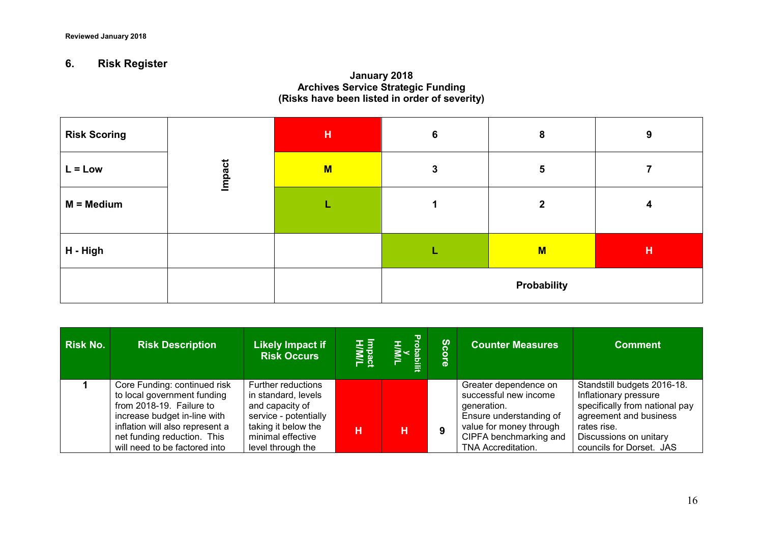Reviewed January 2018

## 6. Risk Register

**January 2018**
**Archives Service Strategic Funding**
**(Risks have been listed in order of severity)**

| Risk Scoring | | | | | |
|---|---|---|---|---|---|
| | Impact | H | 6 | 8 | 9 |
| L = Low | | M | 3 | 5 | 7 |
| M = Medium | | L | 1 | 2 | 4 |
| H - High | | | L | M | H |
| | | | Probability | | |

| Risk No. | Risk Description | Likely Impact if Risk Occurs | Impact H/M/L | Probability H/M/L | Score | Counter Measures | Comment |
|---|---|---|---|---|---|---|---|
| 1 | Core Funding: continued risk to local government funding from 2018-19. Failure to increase budget in-line with inflation will also represent a net funding reduction. This will need to be factored into | Further reductions in standard, levels and capacity of service - potentially taking it below the minimal effective level through the | H | H | 9 | Greater dependence on successful new income generation. Ensure understanding of value for money through CIPFA benchmarking and TNA Accreditation. | Standstill budgets 2016-18. Inflationary pressure specifically from national pay agreement and business rates rise. Discussions on unitary councils for Dorset. JAS |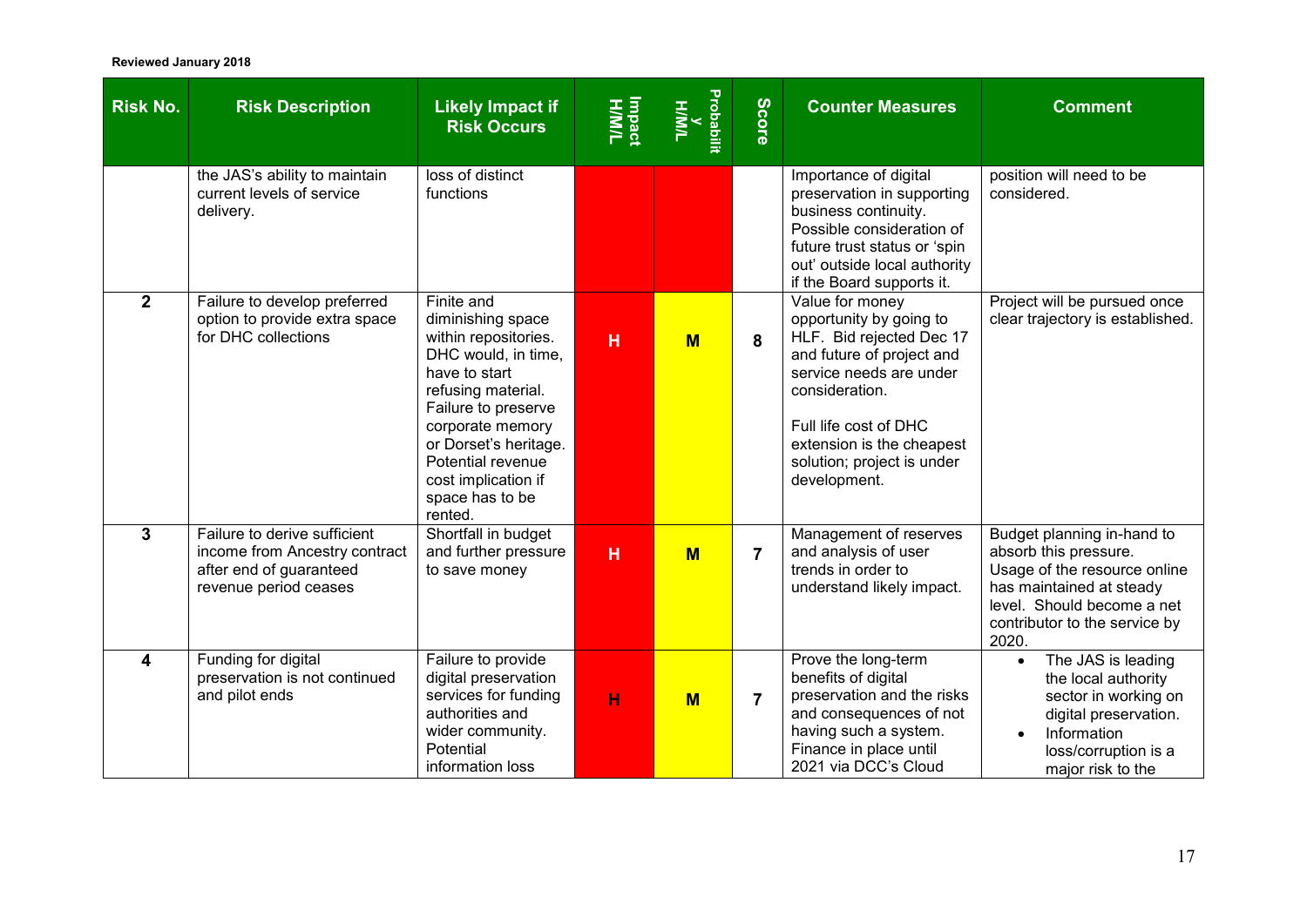**Reviewed January 2018**

| Risk No. | Risk Description | Likely Impact if Risk Occurs | Impact H/M/L | Probability H/M/L | Score | Counter Measures | Comment |
|---|---|---|---|---|---|---|---|
| | the JAS's ability to maintain current levels of service delivery. | loss of distinct functions | | | | Importance of digital preservation in supporting business continuity. Possible consideration of future trust status or 'spin out' outside local authority if the Board supports it. | position will need to be considered. |
| **2** | Failure to develop preferred option to provide extra space for DHC collections | Finite and diminishing space within repositories. DHC would, in time, have to start refusing material. Failure to preserve corporate memory or Dorset's heritage. Potential revenue cost implication if space has to be rented. | **H** | **M** | **8** | Value for money opportunity by going to HLF. Bid rejected Dec 17 and future of project and service needs are under consideration.<br><br>Full life cost of DHC extension is the cheapest solution; project is under development. | Project will be pursued once clear trajectory is established. |
| **3** | Failure to derive sufficient income from Ancestry contract after end of guaranteed revenue period ceases | Shortfall in budget and further pressure to save money | **H** | **M** | **7** | Management of reserves and analysis of user trends in order to understand likely impact. | Budget planning in-hand to absorb this pressure. Usage of the resource online has maintained at steady level. Should become a net contributor to the service by 2020. |
| **4** | Funding for digital preservation is not continued and pilot ends | Failure to provide digital preservation services for funding authorities and wider community. Potential information loss | **H** | **M** | **7** | Prove the long-term benefits of digital preservation and the risks and consequences of not having such a system. Finance in place until 2021 via DCC's Cloud | • The JAS is leading the local authority sector in working on digital preservation.<br>• Information loss/corruption is a major risk to the |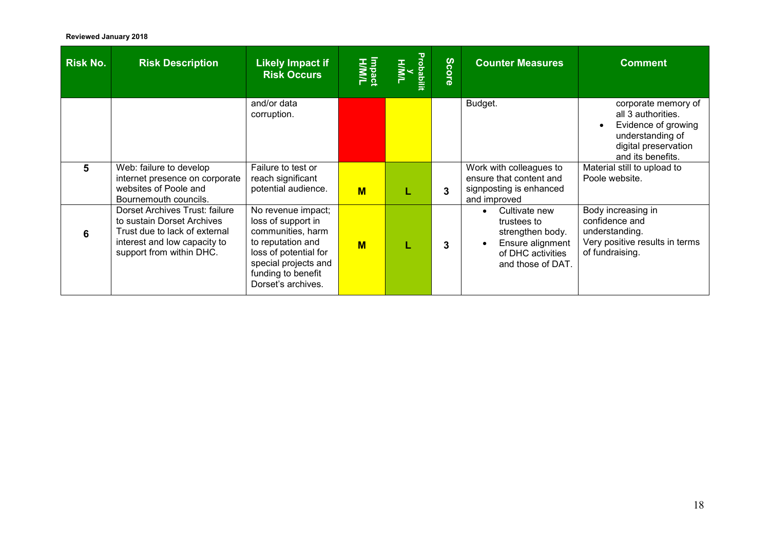**Reviewed January 2018**

| Risk No. | Risk Description | Likely Impact if Risk Occurs | Impact H/M/L | Probability H/M/L | Score | Counter Measures | Comment |
|---|---|---|---|---|---|---|---|
| | | and/or data corruption. | | | | Budget. | corporate memory of all 3 authorities.<br>• Evidence of growing understanding of digital preservation and its benefits. |
| 5 | Web: failure to develop internet presence on corporate websites of Poole and Bournemouth councils. | Failure to test or reach significant potential audience. | M | L | 3 | Work with colleagues to ensure that content and signposting is enhanced and improved | Material still to upload to Poole website. |
| 6 | Dorset Archives Trust: failure to sustain Dorset Archives Trust due to lack of external interest and low capacity to support from within DHC. | No revenue impact; loss of support in communities, harm to reputation and loss of potential for special projects and funding to benefit Dorset's archives. | M | L | 3 | • Cultivate new trustees to strengthen body.<br>• Ensure alignment of DHC activities and those of DAT. | Body increasing in confidence and understanding.<br>Very positive results in terms of fundraising. |